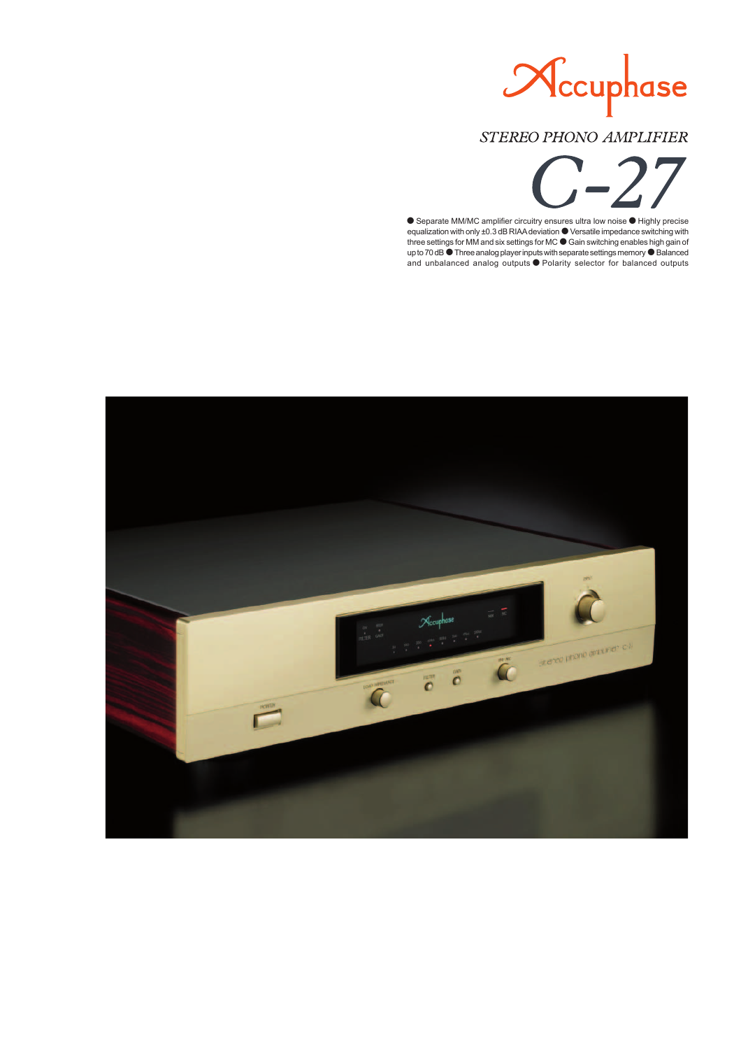# Accuphase

## STEREO PHONO AMPLIFIER

# C-27

● Separate MM/MC amplifier circuitry ensures ultra low noise ● Highly precise equalization with only ±0.3 dB RIAA deviation ● Versatile impedance switching with three settings for MM and six settings for MC ● Gain switching enables high gain of up to 70 dB ● Three analog player inputs with separate settings memory ● Balanced and unbalanced analog outputs ● Polarity selector for balanced outputs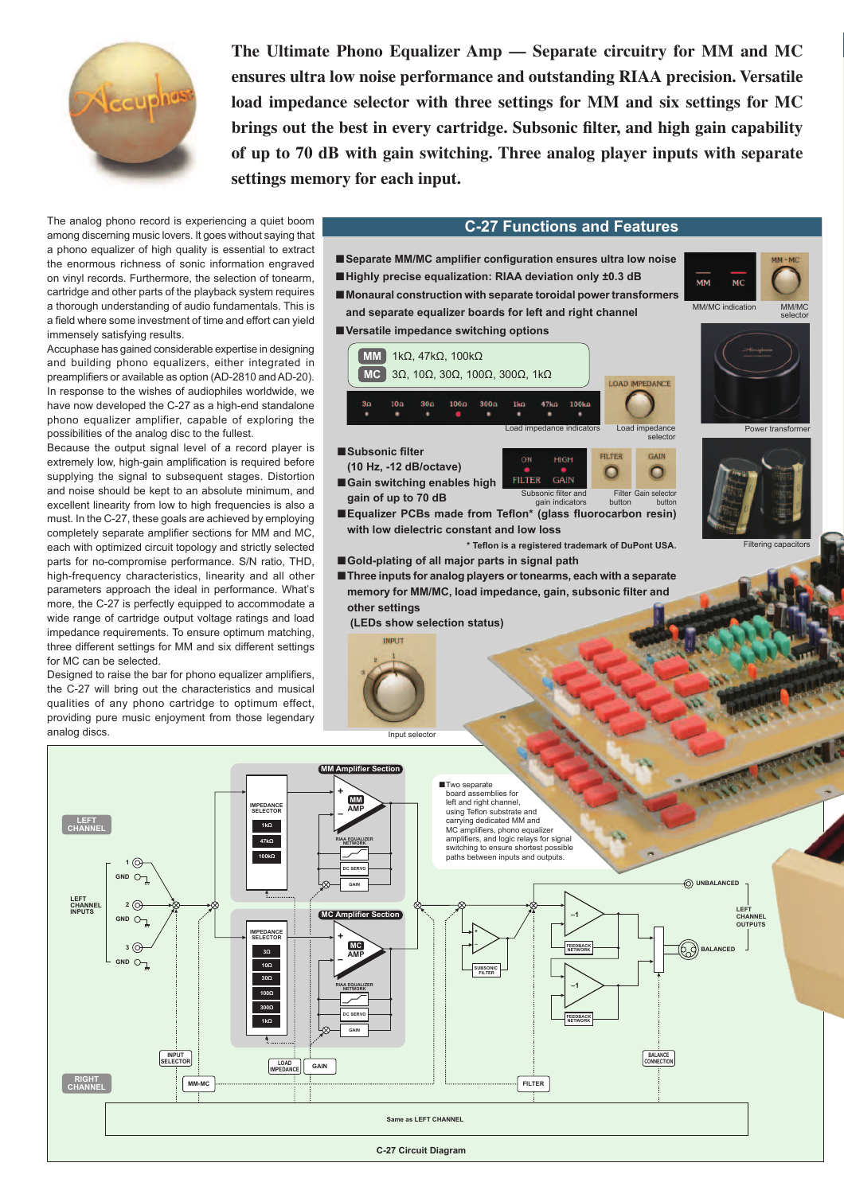**The Ultimate Phono Equalizer Amp — Separate circuitry for MM and MC ensures ultra low noise performance and outstanding RIAA precision. Versatile load impedance selector with three settings for MM and six settings for MC brings out the best in every cartridge. Subsonic filter, and high gain capability of up to 70 dB with gain switching. Three analog player inputs with separate settings memory for each input.**

The analog phono record is experiencing a quiet boom among discerning music lovers. It goes without saying that a phono equalizer of high quality is essential to extract the enormous richness of sonic information engraved on vinyl records. Furthermore, the selection of tonearm, cartridge and other parts of the playback system requires a thorough understanding of audio fundamentals. This is a field where some investment of time and effort can yield immensely satisfying results.

Accuphase has gained considerable expertise in designing and building phono equalizers, either integrated in preamplifiers or available as option (AD-2810 and AD-20). In response to the wishes of audiophiles worldwide, we have now developed the C-27 as a high-end standalone phono equalizer amplifier, capable of exploring the possibilities of the analog disc to the fullest.

Because the output signal level of a record player is extremely low, high-gain amplification is required before supplying the signal to subsequent stages. Distortion must be kept to an absolute minimum, and excellent linearity from low to high frequencies is also a must. In the C-27, these goals are achieved by employing completely separate amplifier sections for MM and MC, each with optimized circuit topology and strictly selected parts for no-compromise performance. S/N ratio, THD, high-frequency characteristics, linearity and all other parameters approach the ideal in performance. What's more, the C-27 is perfectly equipped to accommodate a wide range of cartridge output voltage ratings and load impedance requirements. To ensure optimum matching, three different settings for MM and six different settings for MC can be selected.

Designed to raise the bar for phono equalizer amplifiers, the C-27 will bring out the characteristics and musical qualities of any phono cartridge to optimum effect, providing pure music enjoyment from those legendary analog discs.

## C-27 Functions and Features

- **Separate MM/MC amplifier configuration ensures ultra low noise**
- **Highly precise equalization: RIAA deviation only ±0.3 dB**
- **Monaural construction with separate toroidal power transformers and separate equalizer boards for left and right channel**
- **Versatile impedance switching options**
  - MM: 1kΩ, 47kΩ, 100kΩ
  - MC: 3Ω, 10Ω, 30Ω, 100Ω, 300Ω, 1kΩ
- **Subsonic filter (10 Hz, -12 dB/octave)**
- **Gain switching enables high gain of up to 70 dB**
- **Equalizer PCBs made from Teflon\* (glass fluorocarbon resin) with low dielectric constant and low loss**

  \* Teflon is a registered trademark of DuPont USA.
- **Gold-plating of all major parts in signal path**
- **Three inputs for analog players or tonearms, each with a separate memory for MM/MC, load impedance, gain, subsonic filter and other settings (LEDs show selection status)**

MM/MC indication

MM/MC selector

Load impedance indicators

Load impedance selector

Power transformer

Subsonic filter and gain indicators

Filter button

Gain selector button

Filtering capacitors

Input selector

■ Two separate board assemblies for left and right channel, using Teflon substrate and carrying dedicated MM and MC amplifiers, phono equalizer amplifiers, and logic relays for signal switching to ensure shortest possible paths between inputs and outputs.

C-27 Circuit Diagram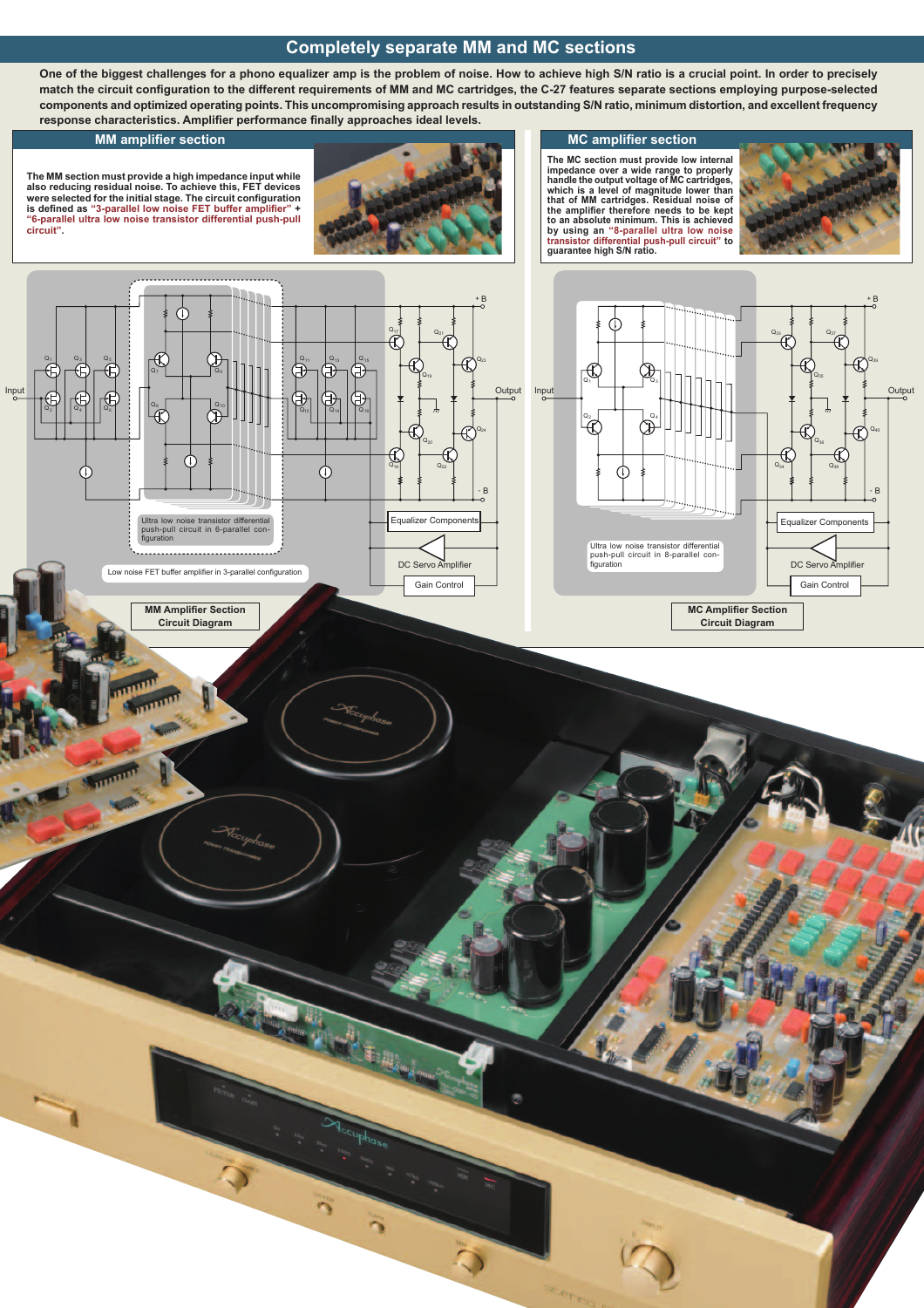# Completely separate MM and MC sections

**One of the biggest challenges for a phono equalizer amp is the problem of noise. How to achieve high S/N ratio is a crucial point. In order to precisely match the circuit configuration to the different requirements of MM and MC cartridges, the C-27 features separate sections employing purpose-selected components and optimized operating points. This uncompromising approach results in outstanding S/N ratio, minimum distortion, and excellent frequency response characteristics. Amplifier performance finally approaches ideal levels.**

## MM amplifier section

**The MM section must provide a high impedance input while also reducing residual noise. To achieve this, FET devices were selected for the initial stage. The circuit configuration is defined as "3-parallel low noise FET buffer amplifier" + "6-parallel ultra low noise transistor differential push-pull circuit".**

Ultra low noise transistor differential push-pull circuit in 6-parallel configuration

Low noise FET buffer amplifier in 3-parallel configuration

Equalizer Components

DC Servo Amplifier

Gain Control

**MM Amplifier Section Circuit Diagram**

## MC amplifier section

**The MC section must provide low internal impedance over a wide range to properly handle the output voltage of MC cartridges, which is a level of magnitude lower than that of MM cartridges. Residual noise of the amplifier therefore needs to be kept to an absolute minimum. This is achieved by using an "8-parallel ultra low noise transistor differential push-pull circuit" to guarantee high S/N ratio.**

Ultra low noise transistor differential push-pull circuit in 8-parallel configuration

Equalizer Components

DC Servo Amplifier

Gain Control

**MC Amplifier Section Circuit Diagram**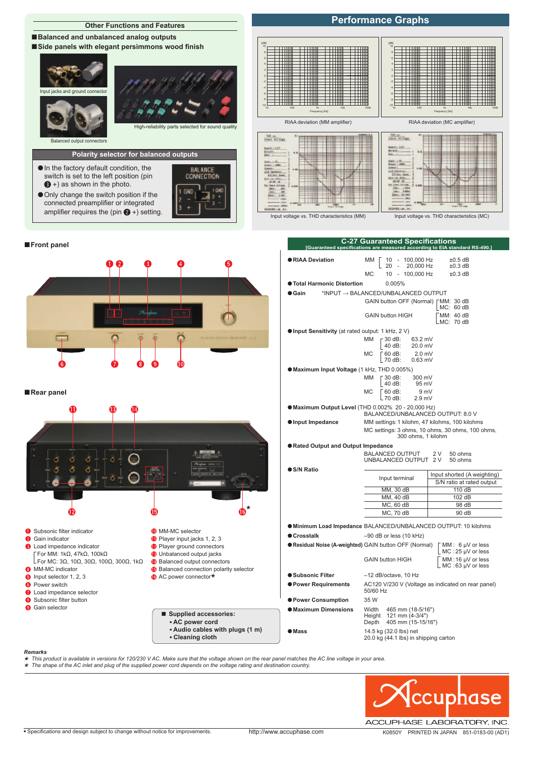## Other Functions and Features

■Balanced and unbalanced analog outputs

■Side panels with elegant persimmons wood finish

Input jacks and ground connector

Balanced output connectors

High-reliability parts selected for sound quality

### Polarity selector for balanced outputs

- In the factory default condition, the switch is set to the left position (pin ❸ +) as shown in the photo.
- Only change the switch position if the connected preamplifier or integrated amplifier requires the (pin ❷ +) setting.

BALANCE CONNECTION
1 GND
2
3 +
1 GND
2 +
3 -

## Performance Graphs

RIAA deviation (MM amplifier)

RIAA deviation (MC amplifier)

Input voltage vs. THD characteristics (MM)

Input voltage vs. THD characteristics (MC)

## ■Front panel

## ■Rear panel

❶ Subsonic filter indicator
❷ Gain indicator
❸ Load impedance indicator
　For MM: 1kΩ, 47kΩ, 100kΩ
　For MC: 3Ω, 10Ω, 30Ω, 100Ω, 300Ω, 1kΩ
❹ MM-MC indicator
❺ Input selector 1, 2, 3
❻ Power switch
❼ Load impedance selector
❽ Subsonic filter button
❾ Gain selector
❿ MM-MC selector
⓫ Player input jacks 1, 2, 3
⓬ Player ground connectors
⓭ Unbalanced output jacks
⓮ Balanced output connectors
⓯ Balanced connection polarity selector
⓰ AC power connector★

**■ Supplied accessories:**
- **AC power cord**
- **Audio cables with plugs (1 m)**
- **Cleaning cloth**

## C-27 Guaranteed Specifications
[Guaranteed specifications are measured according to EIA standard RS-490.]

**●RIAA Deviation**
MM　10 - 100,000 Hz　±0.5 dB
　　20 - 20,000 Hz　±0.3 dB
MC　10 - 100,000 Hz　±0.3 dB

**●Total Harmonic Distortion**　0.005%

**●Gain**　*INPUT → BALANCED/UNBALANCED OUTPUT
GAIN button OFF (Normal)　MM: 30 dB　MC: 60 dB
GAIN button HIGH　MM: 40 dB　MC: 70 dB

**●Input Sensitivity** (at rated output: 1 kHz, 2 V)
MM　30 dB: 63.2 mV　40 dB: 20.0 mV
MC　60 dB: 2.0 mV　70 dB: 0.63 mV

**●Maximum Input Voltage** (1 kHz, THD 0.005%)
MM　30 dB: 300 mV　40 dB: 95 mV
MC　60 dB: 9 mV　70 dB: 2.9 mV

**●Maximum Output Level** (THD 0.002% 20 - 20,000 Hz)
BALANCED/UNBALANCED OUTPUT: 8.0 V

**●Input Impedance**
MM settings: 1 kilohm, 47 kilohms, 100 kilohms
MC settings: 3 ohms, 10 ohms, 30 ohms, 100 ohms, 300 ohms, 1 kilohm

**●Rated Output and Output Impedance**
BALANCED OUTPUT　2 V　50 ohms
UNBALANCED OUTPUT　2 V　50 ohms

**●S/N Ratio**

| Input terminal | Input shorted (A weighting) S/N ratio at rated output |
|---|---|
| MM, 30 dB | 110 dB |
| MM, 40 dB | 102 dB |
| MC, 60 dB | 98 dB |
| MC, 70 dB | 90 dB |

**●Minimum Load Impedance** BALANCED/UNBALANCED OUTPUT: 10 kilohms

**●Crosstalk**　–90 dB or less (10 kHz)

**●Residual Noise (A-weighted)**
GAIN button OFF (Normal)　MM: 6 μV or less　MC: 25 μV or less
GAIN button HIGH　MM: 16 μV or less　MC: 63 μV or less

**●Subsonic Filter**　–12 dB/octave, 10 Hz

**●Power Requirements**　AC120 V/230 V (Voltage as indicated on rear panel) 50/60 Hz

**●Power Consumption**　35 W

**●Maximum Dimensions**　Width 465 mm (18-5/16")　Height 121 mm (4-3/4")　Depth 405 mm (15-15/16")

**●Mass**　14.5 kg (32.0 lbs) net　20.0 kg (44.1 lbs) in shipping carton

***Remarks***

★ *This product is available in versions for 120/230 V AC. Make sure that the voltage shown on the rear panel matches the AC line voltage in your area.*

★ *The shape of the AC inlet and plug of the supplied power cord depends on the voltage rating and destination country.*

Accuphase
ACCUPHASE LABORATORY, INC.

• Specifications and design subject to change without notice for improvements.　http://www.accuphase.com　K0850Y　PRINTED IN JAPAN　851-0183-00 (AD1)